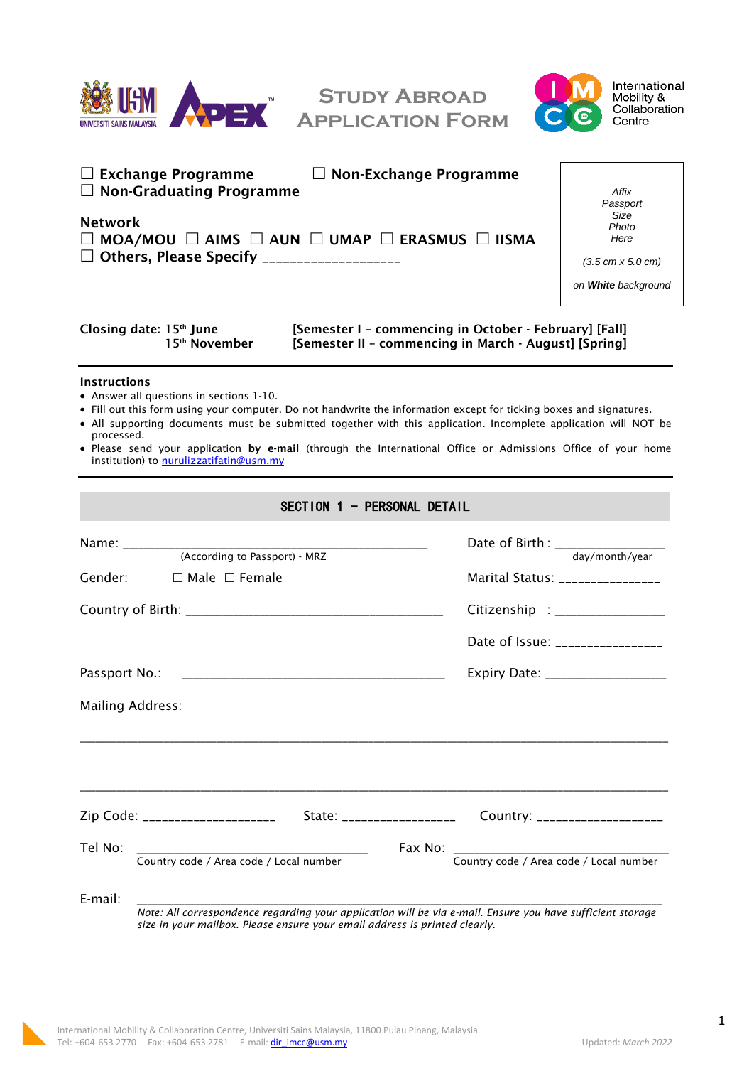# Study Abroad Application Form

International Mobility & Collaboration Centre

☐ Exchange Programme ☐ Non-Exchange Programme
☐ Non-Graduating Programme

**Network**
☐ MOA/MOU ☐ AIMS ☐ AUN ☐ UMAP ☐ ERASMUS ☐ IISMA
☐ Others, Please Specify ___________________

*Affix Passport Size Photo Here*

*(3.5 cm x 5.0 cm)*

*on **White** background*

**Closing date: 15th June** **[Semester I – commencing in October - February] [Fall]**
**15th November** **[Semester II – commencing in March - August] [Spring]**

**Instructions**

- Answer all questions in sections 1-10.
- Fill out this form using your computer. Do not handwrite the information except for ticking boxes and signatures.
- All supporting documents must be submitted together with this application. Incomplete application will NOT be processed.
- Please send your application **by e-mail** (through the International Office or Admissions Office of your home institution) to nurulizzatifatin@usm.my

## SECTION 1 – PERSONAL DETAIL

Name: ____________________________________________ (According to Passport) - MRZ

Date of Birth : ________________ day/month/year

Gender: ☐ Male ☐ Female

Marital Status: _______________

Country of Birth: ____________________________________

Citizenship : ________________

Date of Issue: ________________

Passport No.: ______________________________________

Expiry Date: _________________

Mailing Address:

______________________________________________________________________________

______________________________________________________________________________

Zip Code: ___________________ State: ________________ Country: ___________________

Tel No: _________________________________ Country code / Area code / Local number

Fax No: _________________________________ Country code / Area code / Local number

E-mail: ____________________________________________________________________

*Note: All correspondence regarding your application will be via e-mail. Ensure you have sufficient storage size in your mailbox. Please ensure your email address is printed clearly.*

International Mobility & Collaboration Centre, Universiti Sains Malaysia, 11800 Pulau Pinang, Malaysia.
Tel: +604-653 2770 Fax: +604-653 2781 E-mail: dir_imcc@usm.my

Updated: *March 2022*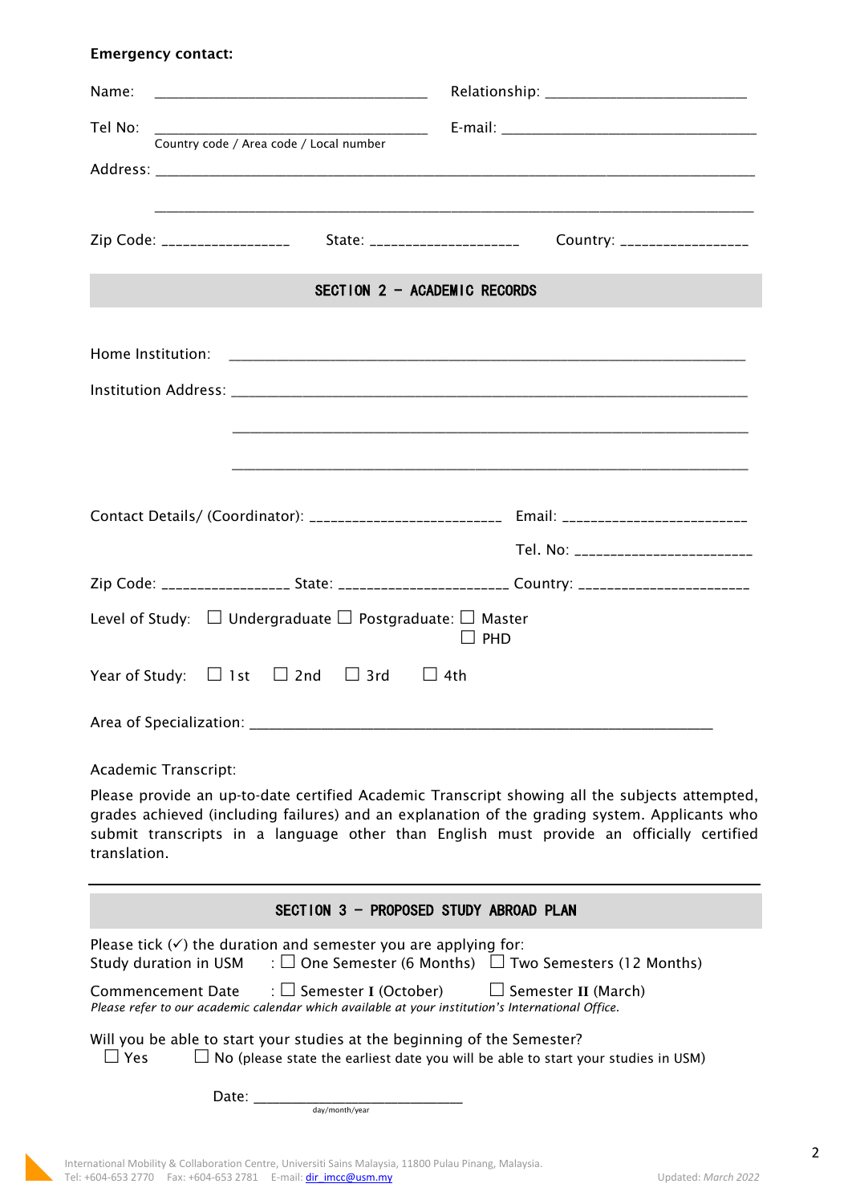**Emergency contact:**

Name: ________________________________ Relationship: ________________________

Tel No: ________________________________ E-mail: ______________________________
Country code / Area code / Local number

Address: ______________________________________________________________________

______________________________________________________________________

Zip Code: ________________ State: ____________________ Country: ________________

## SECTION 2 – ACADEMIC RECORDS

Home Institution: ______________________________________________________________

Institution Address: ____________________________________________________________

____________________________________________________________

____________________________________________________________

Contact Details/ (Coordinator): ________________________ Email: ______________________

Tel. No: ______________________

Zip Code: ________________ State: ______________________ Country: ______________________

Level of Study: ☐ Undergraduate ☐ Postgraduate: ☐ Master
☐ PHD

Year of Study: ☐ 1st ☐ 2nd ☐ 3rd ☐ 4th

Area of Specialization: ________________________________________________________

Academic Transcript:

Please provide an up-to-date certified Academic Transcript showing all the subjects attempted, grades achieved (including failures) and an explanation of the grading system. Applicants who submit transcripts in a language other than English must provide an officially certified translation.

## SECTION 3 – PROPOSED STUDY ABROAD PLAN

Please tick (✓) the duration and semester you are applying for:
Study duration in USM : ☐ One Semester (6 Months) ☐ Two Semesters (12 Months)

Commencement Date : ☐ Semester I (October) ☐ Semester II (March)
*Please refer to our academic calendar which available at your institution's International Office.*

Will you be able to start your studies at the beginning of the Semester?
☐ Yes ☐ No (please state the earliest date you will be able to start your studies in USM)

Date: ____________________________
day/month/year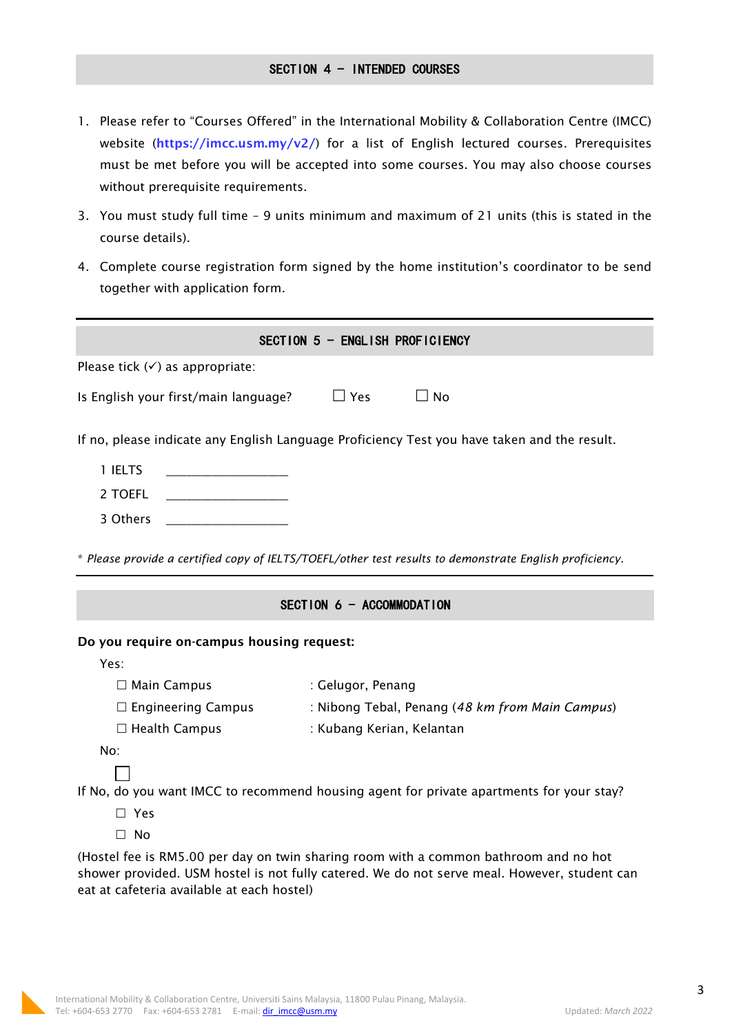## SECTION 4 – INTENDED COURSES

1. Please refer to "Courses Offered" in the International Mobility & Collaboration Centre (IMCC) website (**https://imcc.usm.my/v2/**) for a list of English lectured courses. Prerequisites must be met before you will be accepted into some courses. You may also choose courses without prerequisite requirements.

3. You must study full time – 9 units minimum and maximum of 21 units (this is stated in the course details).

4. Complete course registration form signed by the home institution's coordinator to be send together with application form.

## SECTION 5 – ENGLISH PROFICIENCY

Please tick (✓) as appropriate:

Is English your first/main language? ☐ Yes ☐ No

If no, please indicate any English Language Proficiency Test you have taken and the result.

1 IELTS ____________________

2 TOEFL ____________________

3 Others ____________________

* *Please provide a certified copy of IELTS/TOEFL/other test results to demonstrate English proficiency.*

## SECTION 6 – ACCOMMODATION

**Do you require on-campus housing request:**

Yes:

☐ Main Campus : Gelugor, Penang

☐ Engineering Campus : Nibong Tebal, Penang (*48 km from Main Campus*)

☐ Health Campus : Kubang Kerian, Kelantan

No:

☐

If No, do you want IMCC to recommend housing agent for private apartments for your stay?

☐ Yes

☐ No

(Hostel fee is RM5.00 per day on twin sharing room with a common bathroom and no hot shower provided. USM hostel is not fully catered. We do not serve meal. However, student can eat at cafeteria available at each hostel)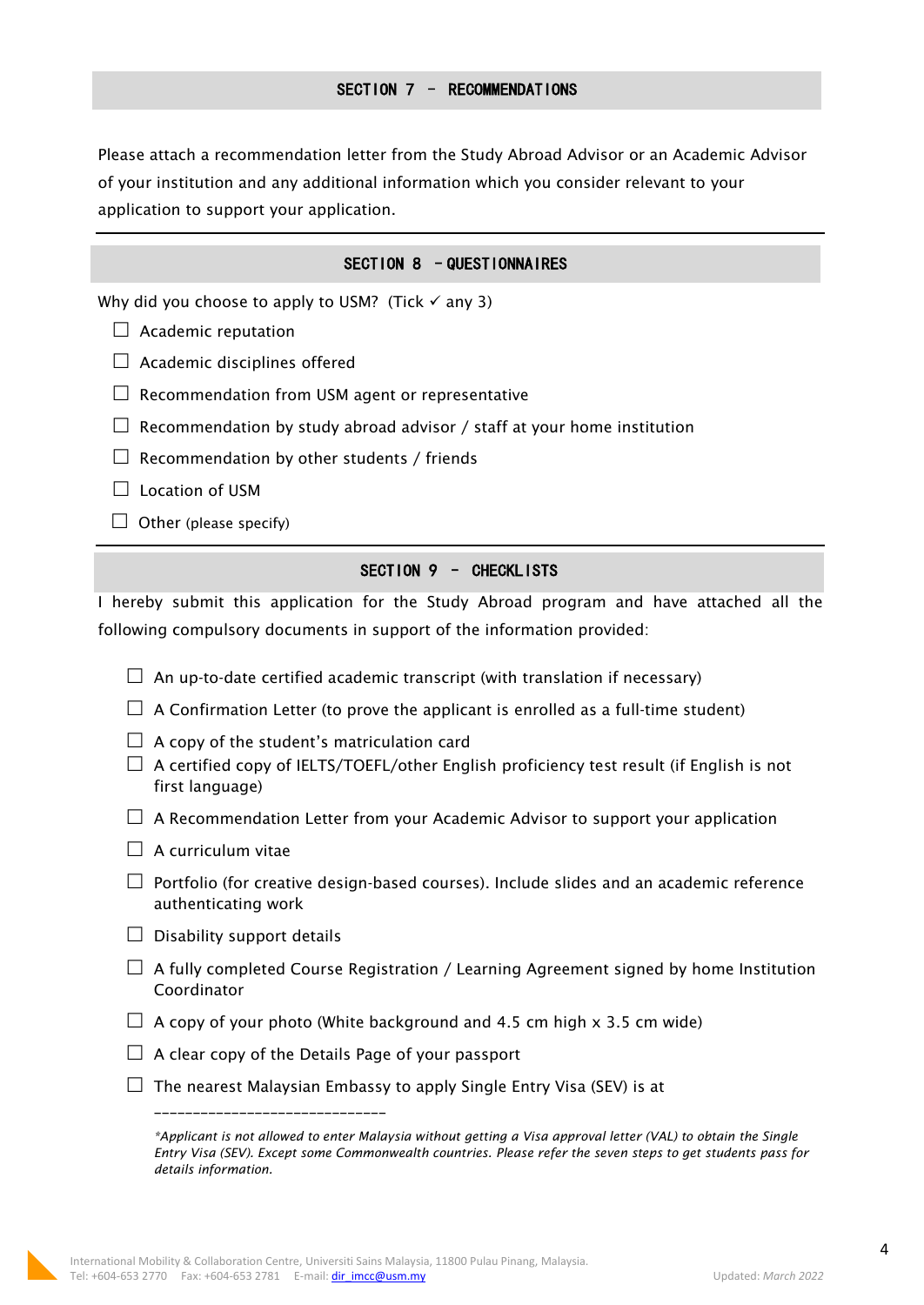## SECTION 7 – RECOMMENDATIONS

Please attach a recommendation letter from the Study Abroad Advisor or an Academic Advisor of your institution and any additional information which you consider relevant to your application to support your application.

## SECTION 8 – QUESTIONNAIRES

Why did you choose to apply to USM? (Tick ✓ any 3)

- ☐ Academic reputation
- ☐ Academic disciplines offered
- ☐ Recommendation from USM agent or representative
- ☐ Recommendation by study abroad advisor / staff at your home institution
- ☐ Recommendation by other students / friends
- ☐ Location of USM
- ☐ Other (please specify)

## SECTION 9 – CHECKLISTS

I hereby submit this application for the Study Abroad program and have attached all the following compulsory documents in support of the information provided:

- ☐ An up-to-date certified academic transcript (with translation if necessary)
- ☐ A Confirmation Letter (to prove the applicant is enrolled as a full-time student)
- ☐ A copy of the student's matriculation card
- ☐ A certified copy of IELTS/TOEFL/other English proficiency test result (if English is not first language)
- ☐ A Recommendation Letter from your Academic Advisor to support your application
- ☐ A curriculum vitae
- ☐ Portfolio (for creative design-based courses). Include slides and an academic reference authenticating work
- ☐ Disability support details
- ☐ A fully completed Course Registration / Learning Agreement signed by home Institution Coordinator
- ☐ A copy of your photo (White background and 4.5 cm high x 3.5 cm wide)
- ☐ A clear copy of the Details Page of your passport
- ☐ The nearest Malaysian Embassy to apply Single Entry Visa (SEV) is at ______________________________

*\*Applicant is not allowed to enter Malaysia without getting a Visa approval letter (VAL) to obtain the Single Entry Visa (SEV). Except some Commonwealth countries. Please refer the seven steps to get students pass for details information.*

International Mobility & Collaboration Centre, Universiti Sains Malaysia, 11800 Pulau Pinang, Malaysia.
Tel: +604-653 2770 Fax: +604-653 2781 E-mail: dir_imcc@usm.my

Updated: *March 2022*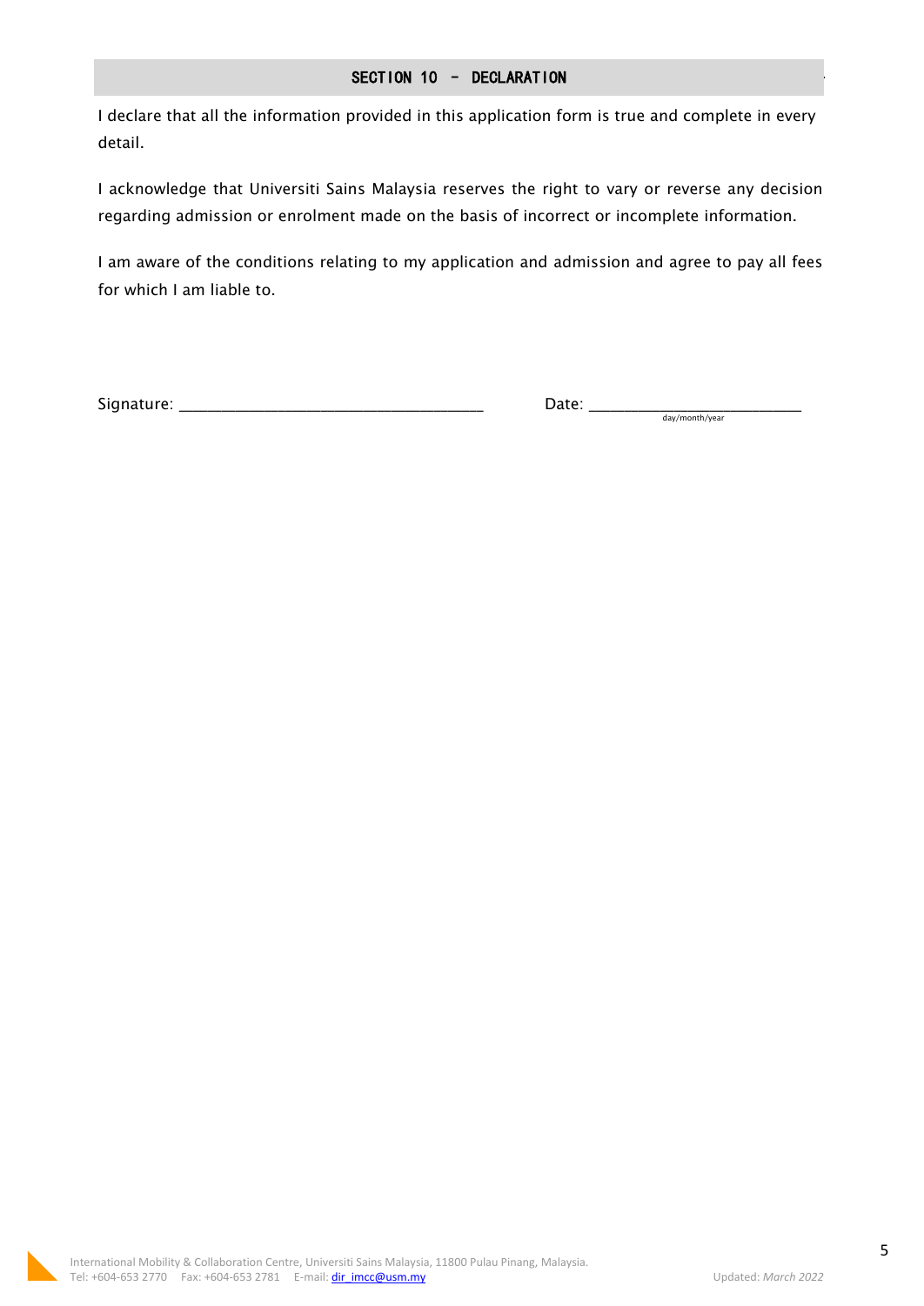## SECTION 10 – DECLARATION

I declare that all the information provided in this application form is true and complete in every detail.

I acknowledge that Universiti Sains Malaysia reserves the right to vary or reverse any decision regarding admission or enrolment made on the basis of incorrect or incomplete information.

I am aware of the conditions relating to my application and admission and agree to pay all fees for which I am liable to.

Signature: ___________________________________ Date: _________________________
day/month/year

International Mobility & Collaboration Centre, Universiti Sains Malaysia, 11800 Pulau Pinang, Malaysia.
Tel: +604-653 2770 Fax: +604-653 2781 E-mail: dir_imcc@usm.my

Updated: *March 2022*